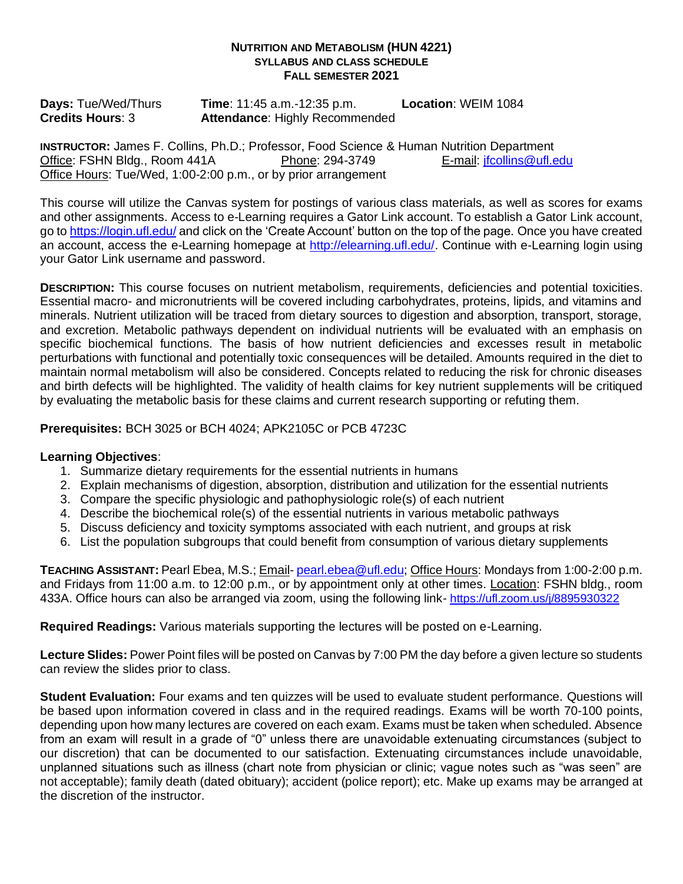# NUTRITION AND METABOLISM (HUN 4221)
## SYLLABUS AND CLASS SCHEDULE
## FALL SEMESTER 2021

**Days:** Tue/Wed/Thurs **Time**: 11:45 a.m.-12:35 p.m. **Location**: WEIM 1084
**Credits Hours**: 3 **Attendance**: Highly Recommended

**INSTRUCTOR:** James F. Collins, Ph.D.; Professor, Food Science & Human Nutrition Department
Office: FSHN Bldg., Room 441A Phone: 294-3749 E-mail: jfcollins@ufl.edu
Office Hours: Tue/Wed, 1:00-2:00 p.m., or by prior arrangement

This course will utilize the Canvas system for postings of various class materials, as well as scores for exams and other assignments. Access to e-Learning requires a Gator Link account. To establish a Gator Link account, go to https://login.ufl.edu/ and click on the 'Create Account' button on the top of the page. Once you have created an account, access the e-Learning homepage at http://elearning.ufl.edu/. Continue with e-Learning login using your Gator Link username and password.

**DESCRIPTION:** This course focuses on nutrient metabolism, requirements, deficiencies and potential toxicities. Essential macro- and micronutrients will be covered including carbohydrates, proteins, lipids, and vitamins and minerals. Nutrient utilization will be traced from dietary sources to digestion and absorption, transport, storage, and excretion. Metabolic pathways dependent on individual nutrients will be evaluated with an emphasis on specific biochemical functions. The basis of how nutrient deficiencies and excesses result in metabolic perturbations with functional and potentially toxic consequences will be detailed. Amounts required in the diet to maintain normal metabolism will also be considered. Concepts related to reducing the risk for chronic diseases and birth defects will be highlighted. The validity of health claims for key nutrient supplements will be critiqued by evaluating the metabolic basis for these claims and current research supporting or refuting them.

**Prerequisites:** BCH 3025 or BCH 4024; APK2105C or PCB 4723C

**Learning Objectives**:

1. Summarize dietary requirements for the essential nutrients in humans
2. Explain mechanisms of digestion, absorption, distribution and utilization for the essential nutrients
3. Compare the specific physiologic and pathophysiologic role(s) of each nutrient
4. Describe the biochemical role(s) of the essential nutrients in various metabolic pathways
5. Discuss deficiency and toxicity symptoms associated with each nutrient, and groups at risk
6. List the population subgroups that could benefit from consumption of various dietary supplements

**TEACHING ASSISTANT:** Pearl Ebea, M.S.; Email- pearl.ebea@ufl.edu; Office Hours: Mondays from 1:00-2:00 p.m. and Fridays from 11:00 a.m. to 12:00 p.m., or by appointment only at other times. Location: FSHN bldg., room 433A. Office hours can also be arranged via zoom, using the following link- https://ufl.zoom.us/j/8895930322

**Required Readings:** Various materials supporting the lectures will be posted on e-Learning.

**Lecture Slides:** Power Point files will be posted on Canvas by 7:00 PM the day before a given lecture so students can review the slides prior to class.

**Student Evaluation:** Four exams and ten quizzes will be used to evaluate student performance. Questions will be based upon information covered in class and in the required readings. Exams will be worth 70-100 points, depending upon how many lectures are covered on each exam. Exams must be taken when scheduled. Absence from an exam will result in a grade of "0" unless there are unavoidable extenuating circumstances (subject to our discretion) that can be documented to our satisfaction. Extenuating circumstances include unavoidable, unplanned situations such as illness (chart note from physician or clinic; vague notes such as "was seen" are not acceptable); family death (dated obituary); accident (police report); etc. Make up exams may be arranged at the discretion of the instructor.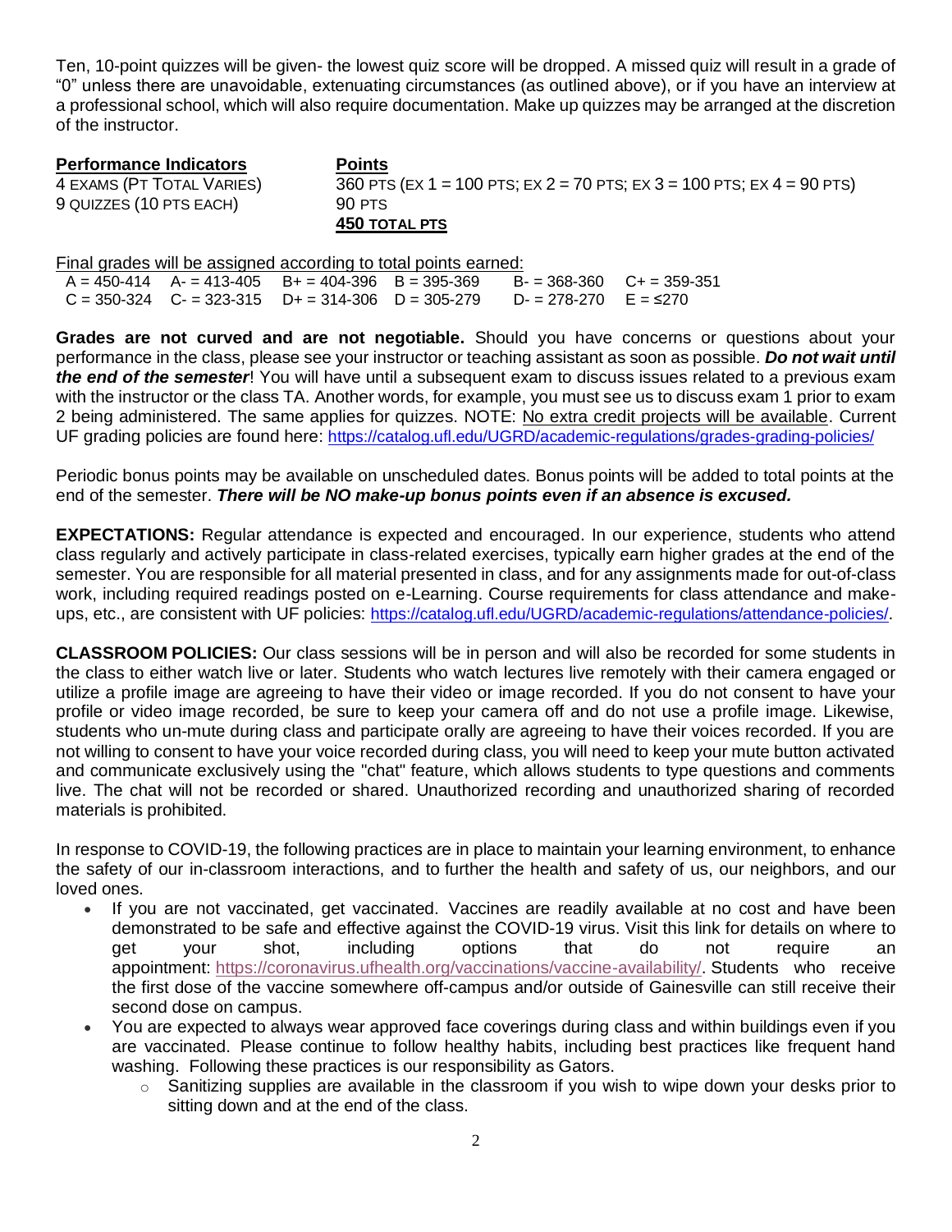Ten, 10-point quizzes will be given- the lowest quiz score will be dropped. A missed quiz will result in a grade of "0" unless there are unavoidable, extenuating circumstances (as outlined above), or if you have an interview at a professional school, which will also require documentation. Make up quizzes may be arranged at the discretion of the instructor.

| **Performance Indicators** | **Points** |
|---|---|
| 4 EXAMS (PT TOTAL VARIES) | 360 PTS (EX 1 = 100 PTS; EX 2 = 70 PTS; EX 3 = 100 PTS; EX 4 = 90 PTS) |
| 9 QUIZZES (10 PTS EACH) | 90 PTS |
| | **450 TOTAL PTS** |

Final grades will be assigned according to total points earned:

| | | | | | |
|---|---|---|---|---|---|
| A = 450-414 | A- = 413-405 | B+ = 404-396 | B = 395-369 | B- = 368-360 | C+ = 359-351 |
| C = 350-324 | C- = 323-315 | D+ = 314-306 | D = 305-279 | D- = 278-270 | E = ≤270 |

**Grades are not curved and are not negotiable.** Should you have concerns or questions about your performance in the class, please see your instructor or teaching assistant as soon as possible. ***Do not wait until the end of the semester***! You will have until a subsequent exam to discuss issues related to a previous exam with the instructor or the class TA. Another words, for example, you must see us to discuss exam 1 prior to exam 2 being administered. The same applies for quizzes. NOTE: No extra credit projects will be available. Current UF grading policies are found here: https://catalog.ufl.edu/UGRD/academic-regulations/grades-grading-policies/

Periodic bonus points may be available on unscheduled dates. Bonus points will be added to total points at the end of the semester. ***There will be NO make-up bonus points even if an absence is excused.***

**EXPECTATIONS:** Regular attendance is expected and encouraged. In our experience, students who attend class regularly and actively participate in class-related exercises, typically earn higher grades at the end of the semester. You are responsible for all material presented in class, and for any assignments made for out-of-class work, including required readings posted on e-Learning. Course requirements for class attendance and make-ups, etc., are consistent with UF policies: https://catalog.ufl.edu/UGRD/academic-regulations/attendance-policies/.

**CLASSROOM POLICIES:** Our class sessions will be in person and will also be recorded for some students in the class to either watch live or later. Students who watch lectures live remotely with their camera engaged or utilize a profile image are agreeing to have their video or image recorded. If you do not consent to have your profile or video image recorded, be sure to keep your camera off and do not use a profile image. Likewise, students who un-mute during class and participate orally are agreeing to have their voices recorded. If you are not willing to consent to have your voice recorded during class, you will need to keep your mute button activated and communicate exclusively using the "chat" feature, which allows students to type questions and comments live. The chat will not be recorded or shared. Unauthorized recording and unauthorized sharing of recorded materials is prohibited.

In response to COVID-19, the following practices are in place to maintain your learning environment, to enhance the safety of our in-classroom interactions, and to further the health and safety of us, our neighbors, and our loved ones.

- If you are not vaccinated, get vaccinated. Vaccines are readily available at no cost and have been demonstrated to be safe and effective against the COVID-19 virus. Visit this link for details on where to get your shot, including options that do not require an appointment: https://coronavirus.ufhealth.org/vaccinations/vaccine-availability/. Students who receive the first dose of the vaccine somewhere off-campus and/or outside of Gainesville can still receive their second dose on campus.
- You are expected to always wear approved face coverings during class and within buildings even if you are vaccinated. Please continue to follow healthy habits, including best practices like frequent hand washing. Following these practices is our responsibility as Gators.
  - Sanitizing supplies are available in the classroom if you wish to wipe down your desks prior to sitting down and at the end of the class.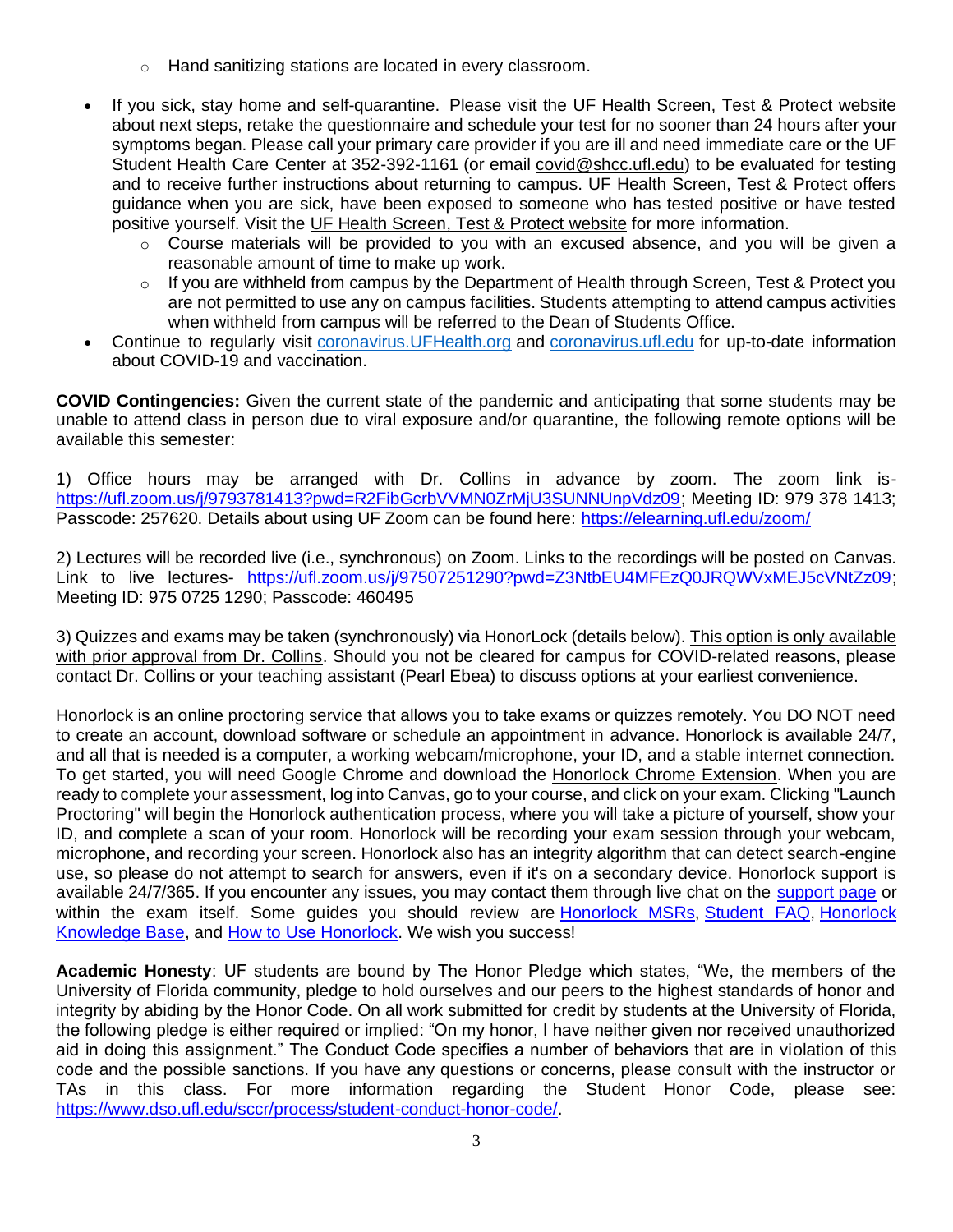- Hand sanitizing stations are located in every classroom.

- If you sick, stay home and self-quarantine. Please visit the UF Health Screen, Test & Protect website about next steps, retake the questionnaire and schedule your test for no sooner than 24 hours after your symptoms began. Please call your primary care provider if you are ill and need immediate care or the UF Student Health Care Center at 352-392-1161 (or email covid@shcc.ufl.edu) to be evaluated for testing and to receive further instructions about returning to campus. UF Health Screen, Test & Protect offers guidance when you are sick, have been exposed to someone who has tested positive or have tested positive yourself. Visit the UF Health Screen, Test & Protect website for more information.
  - Course materials will be provided to you with an excused absence, and you will be given a reasonable amount of time to make up work.
  - If you are withheld from campus by the Department of Health through Screen, Test & Protect you are not permitted to use any on campus facilities. Students attempting to attend campus activities when withheld from campus will be referred to the Dean of Students Office.
- Continue to regularly visit coronavirus.UFHealth.org and coronavirus.ufl.edu for up-to-date information about COVID-19 and vaccination.

**COVID Contingencies:** Given the current state of the pandemic and anticipating that some students may be unable to attend class in person due to viral exposure and/or quarantine, the following remote options will be available this semester:

1) Office hours may be arranged with Dr. Collins in advance by zoom. The zoom link is- https://ufl.zoom.us/j/9793781413?pwd=R2FibGcrbVVMN0ZrMjU3SUNNUnpVdz09; Meeting ID: 979 378 1413; Passcode: 257620. Details about using UF Zoom can be found here: https://elearning.ufl.edu/zoom/

2) Lectures will be recorded live (i.e., synchronous) on Zoom. Links to the recordings will be posted on Canvas. Link to live lectures- https://ufl.zoom.us/j/97507251290?pwd=Z3NtbEU4MFEzQ0JRQWVxMEJ5cVNtZz09; Meeting ID: 975 0725 1290; Passcode: 460495

3) Quizzes and exams may be taken (synchronously) via HonorLock (details below). This option is only available with prior approval from Dr. Collins. Should you not be cleared for campus for COVID-related reasons, please contact Dr. Collins or your teaching assistant (Pearl Ebea) to discuss options at your earliest convenience.

Honorlock is an online proctoring service that allows you to take exams or quizzes remotely. You DO NOT need to create an account, download software or schedule an appointment in advance. Honorlock is available 24/7, and all that is needed is a computer, a working webcam/microphone, your ID, and a stable internet connection. To get started, you will need Google Chrome and download the Honorlock Chrome Extension. When you are ready to complete your assessment, log into Canvas, go to your course, and click on your exam. Clicking "Launch Proctoring" will begin the Honorlock authentication process, where you will take a picture of yourself, show your ID, and complete a scan of your room. Honorlock will be recording your exam session through your webcam, microphone, and recording your screen. Honorlock also has an integrity algorithm that can detect search-engine use, so please do not attempt to search for answers, even if it's on a secondary device. Honorlock support is available 24/7/365. If you encounter any issues, you may contact them through live chat on the support page or within the exam itself. Some guides you should review are Honorlock MSRs, Student FAQ, Honorlock Knowledge Base, and How to Use Honorlock. We wish you success!

**Academic Honesty**: UF students are bound by The Honor Pledge which states, "We, the members of the University of Florida community, pledge to hold ourselves and our peers to the highest standards of honor and integrity by abiding by the Honor Code. On all work submitted for credit by students at the University of Florida, the following pledge is either required or implied: "On my honor, I have neither given nor received unauthorized aid in doing this assignment." The Conduct Code specifies a number of behaviors that are in violation of this code and the possible sanctions. If you have any questions or concerns, please consult with the instructor or TAs in this class. For more information regarding the Student Honor Code, please see: https://www.dso.ufl.edu/sccr/process/student-conduct-honor-code/.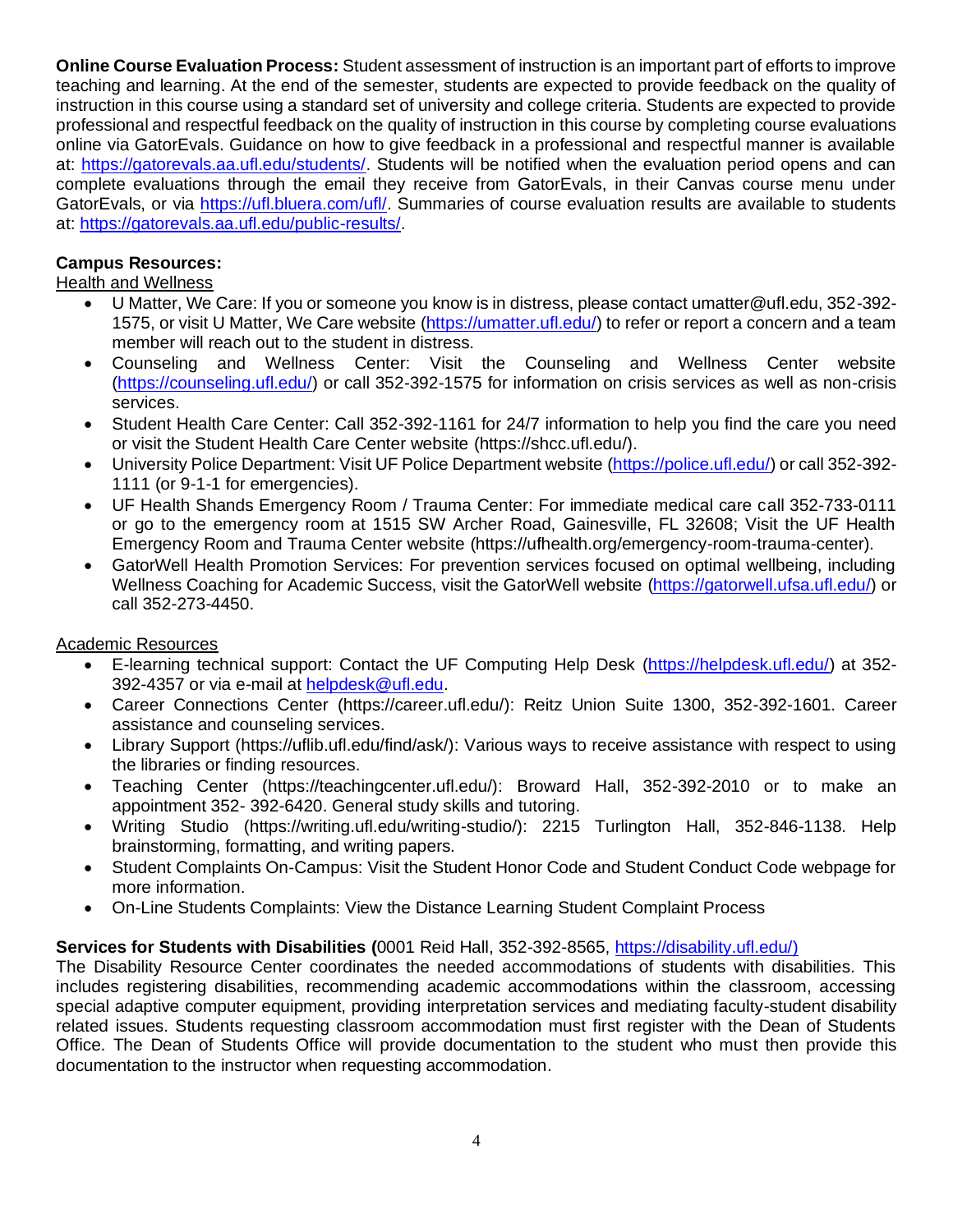**Online Course Evaluation Process:** Student assessment of instruction is an important part of efforts to improve teaching and learning. At the end of the semester, students are expected to provide feedback on the quality of instruction in this course using a standard set of university and college criteria. Students are expected to provide professional and respectful feedback on the quality of instruction in this course by completing course evaluations online via GatorEvals. Guidance on how to give feedback in a professional and respectful manner is available at: https://gatorevals.aa.ufl.edu/students/. Students will be notified when the evaluation period opens and can complete evaluations through the email they receive from GatorEvals, in their Canvas course menu under GatorEvals, or via https://ufl.bluera.com/ufl/. Summaries of course evaluation results are available to students at: https://gatorevals.aa.ufl.edu/public-results/.

**Campus Resources:**

Health and Wellness

- U Matter, We Care: If you or someone you know is in distress, please contact umatter@ufl.edu, 352-392-1575, or visit U Matter, We Care website (https://umatter.ufl.edu/) to refer or report a concern and a team member will reach out to the student in distress.
- Counseling and Wellness Center: Visit the Counseling and Wellness Center website (https://counseling.ufl.edu/) or call 352-392-1575 for information on crisis services as well as non-crisis services.
- Student Health Care Center: Call 352-392-1161 for 24/7 information to help you find the care you need or visit the Student Health Care Center website (https://shcc.ufl.edu/).
- University Police Department: Visit UF Police Department website (https://police.ufl.edu/) or call 352-392-1111 (or 9-1-1 for emergencies).
- UF Health Shands Emergency Room / Trauma Center: For immediate medical care call 352-733-0111 or go to the emergency room at 1515 SW Archer Road, Gainesville, FL 32608; Visit the UF Health Emergency Room and Trauma Center website (https://ufhealth.org/emergency-room-trauma-center).
- GatorWell Health Promotion Services: For prevention services focused on optimal wellbeing, including Wellness Coaching for Academic Success, visit the GatorWell website (https://gatorwell.ufsa.ufl.edu/) or call 352-273-4450.

Academic Resources

- E-learning technical support: Contact the UF Computing Help Desk (https://helpdesk.ufl.edu/) at 352-392-4357 or via e-mail at helpdesk@ufl.edu.
- Career Connections Center (https://career.ufl.edu/): Reitz Union Suite 1300, 352-392-1601. Career assistance and counseling services.
- Library Support (https://uflib.ufl.edu/find/ask/): Various ways to receive assistance with respect to using the libraries or finding resources.
- Teaching Center (https://teachingcenter.ufl.edu/): Broward Hall, 352-392-2010 or to make an appointment 352- 392-6420. General study skills and tutoring.
- Writing Studio (https://writing.ufl.edu/writing-studio/): 2215 Turlington Hall, 352-846-1138. Help brainstorming, formatting, and writing papers.
- Student Complaints On-Campus: Visit the Student Honor Code and Student Conduct Code webpage for more information.
- On-Line Students Complaints: View the Distance Learning Student Complaint Process

**Services for Students with Disabilities (**0001 Reid Hall, 352-392-8565, https://disability.ufl.edu/)

The Disability Resource Center coordinates the needed accommodations of students with disabilities. This includes registering disabilities, recommending academic accommodations within the classroom, accessing special adaptive computer equipment, providing interpretation services and mediating faculty-student disability related issues. Students requesting classroom accommodation must first register with the Dean of Students Office. The Dean of Students Office will provide documentation to the student who must then provide this documentation to the instructor when requesting accommodation.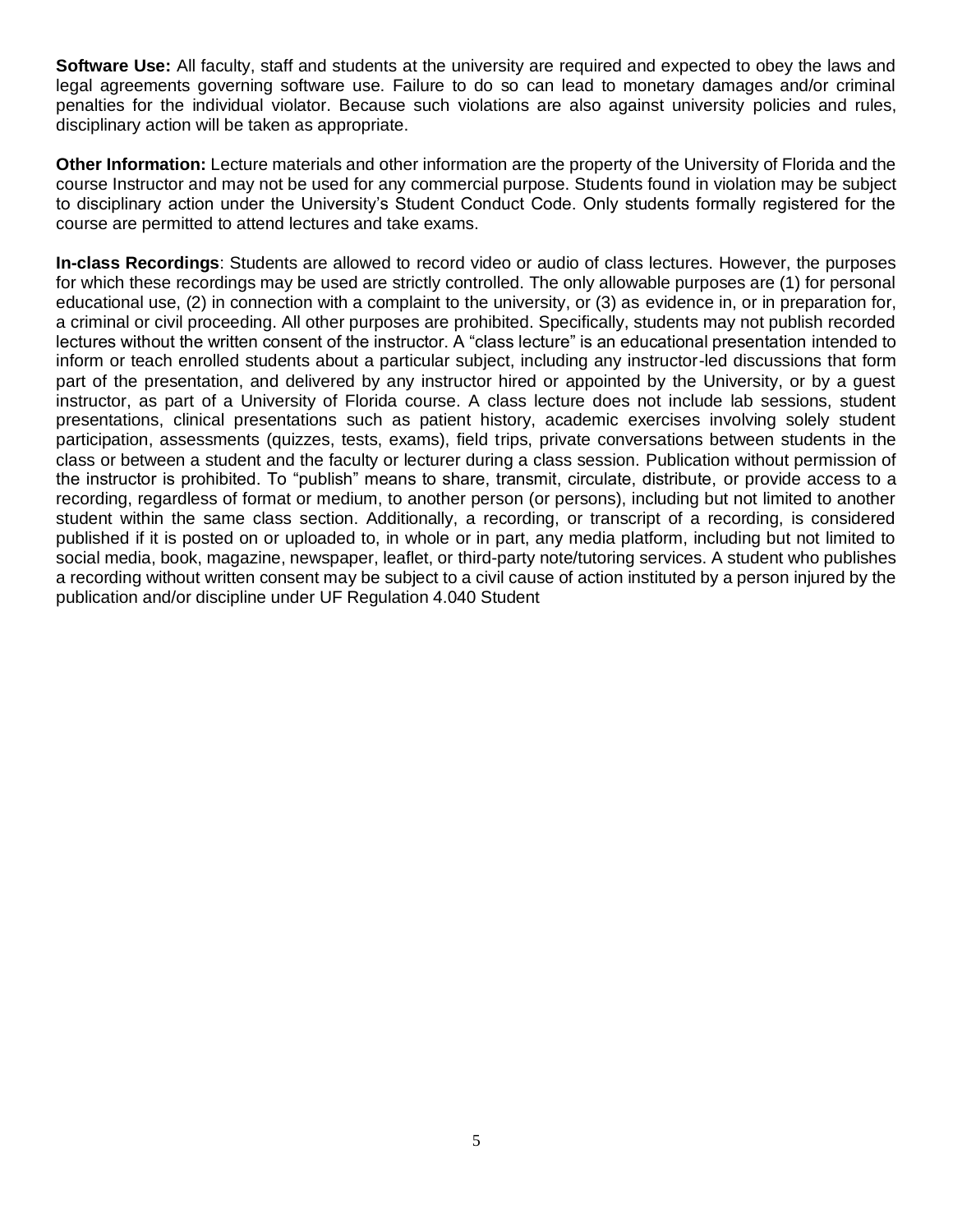**Software Use:** All faculty, staff and students at the university are required and expected to obey the laws and legal agreements governing software use. Failure to do so can lead to monetary damages and/or criminal penalties for the individual violator. Because such violations are also against university policies and rules, disciplinary action will be taken as appropriate.

**Other Information:** Lecture materials and other information are the property of the University of Florida and the course Instructor and may not be used for any commercial purpose. Students found in violation may be subject to disciplinary action under the University's Student Conduct Code. Only students formally registered for the course are permitted to attend lectures and take exams.

**In-class Recordings**: Students are allowed to record video or audio of class lectures. However, the purposes for which these recordings may be used are strictly controlled. The only allowable purposes are (1) for personal educational use, (2) in connection with a complaint to the university, or (3) as evidence in, or in preparation for, a criminal or civil proceeding. All other purposes are prohibited. Specifically, students may not publish recorded lectures without the written consent of the instructor. A "class lecture" is an educational presentation intended to inform or teach enrolled students about a particular subject, including any instructor-led discussions that form part of the presentation, and delivered by any instructor hired or appointed by the University, or by a guest instructor, as part of a University of Florida course. A class lecture does not include lab sessions, student presentations, clinical presentations such as patient history, academic exercises involving solely student participation, assessments (quizzes, tests, exams), field trips, private conversations between students in the class or between a student and the faculty or lecturer during a class session. Publication without permission of the instructor is prohibited. To "publish" means to share, transmit, circulate, distribute, or provide access to a recording, regardless of format or medium, to another person (or persons), including but not limited to another student within the same class section. Additionally, a recording, or transcript of a recording, is considered published if it is posted on or uploaded to, in whole or in part, any media platform, including but not limited to social media, book, magazine, newspaper, leaflet, or third-party note/tutoring services. A student who publishes a recording without written consent may be subject to a civil cause of action instituted by a person injured by the publication and/or discipline under UF Regulation 4.040 Student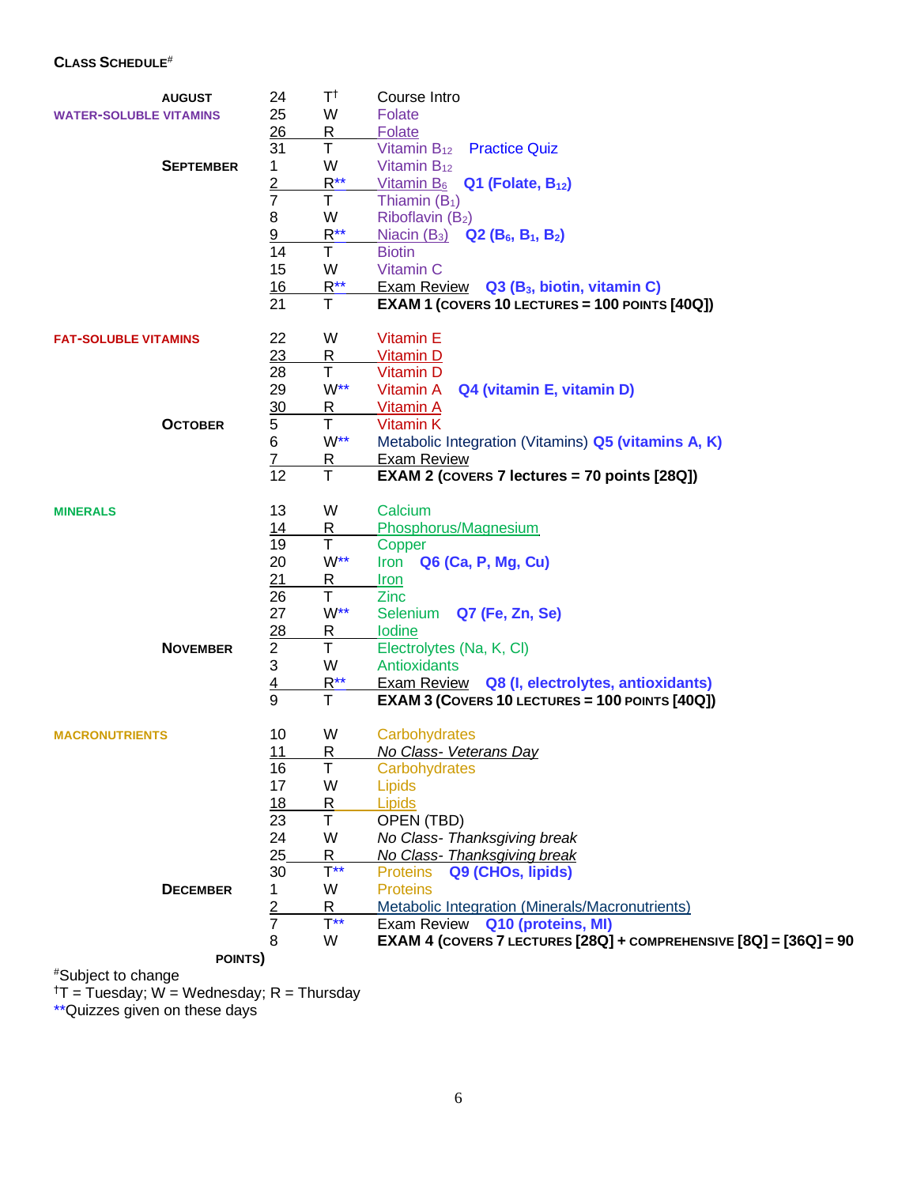## CLASS SCHEDULE[#]

| | | | |
|---|---|---|---|
| **AUGUST** | 24 | T[†] | Course Intro |
| **WATER-SOLUBLE VITAMINS** | 25 | W | Folate |
| | 26 | R | Folate |
| | 31 | T | Vitamin $B_{12}$ Practice Quiz |
| **SEPTEMBER** | 1 | W | Vitamin $B_{12}$ |
| | 2 | R** | Vitamin $B_6$ **Q1 (Folate, $B_{12}$)** |
| | 7 | T | Thiamin ($B_1$) |
| | 8 | W | Riboflavin ($B_2$) |
| | 9 | R** | Niacin ($B_3$) **Q2 ($B_6$, $B_1$, $B_2$)** |
| | 14 | T | Biotin |
| | 15 | W | Vitamin C |
| | 16 | R** | Exam Review **Q3 ($B_3$, biotin, vitamin C)** |
| | 21 | T | **EXAM 1 (COVERS 10 LECTURES = 100 POINTS [40Q])** |
| **FAT-SOLUBLE VITAMINS** | 22 | W | Vitamin E |
| | 23 | R | Vitamin D |
| | 28 | T | Vitamin D |
| | 29 | W** | Vitamin A **Q4 (vitamin E, vitamin D)** |
| | 30 | R | Vitamin A |
| **OCTOBER** | 5 | T | Vitamin K |
| | 6 | W** | Metabolic Integration (Vitamins) **Q5 (vitamins A, K)** |
| | 7 | R | Exam Review |
| | 12 | T | **EXAM 2 (COVERS 7 lectures = 70 points [28Q])** |
| **MINERALS** | 13 | W | Calcium |
| | 14 | R | Phosphorus/Magnesium |
| | 19 | T | Copper |
| | 20 | W** | Iron **Q6 (Ca, P, Mg, Cu)** |
| | 21 | R | Iron |
| | 26 | T | Zinc |
| | 27 | W** | Selenium **Q7 (Fe, Zn, Se)** |
| | 28 | R | Iodine |
| **NOVEMBER** | 2 | T | Electrolytes (Na, K, Cl) |
| | 3 | W | Antioxidants |
| | 4 | R** | Exam Review **Q8 (I, electrolytes, antioxidants)** |
| | 9 | T | **EXAM 3 (COVERS 10 LECTURES = 100 POINTS [40Q])** |
| **MACRONUTRIENTS** | 10 | W | Carbohydrates |
| | 11 | R | *No Class- Veterans Day* |
| | 16 | T | Carbohydrates |
| | 17 | W | Lipids |
| | 18 | R | Lipids |
| | 23 | T | OPEN (TBD) |
| | 24 | W | *No Class- Thanksgiving break* |
| | 25 | R | *No Class- Thanksgiving break* |
| | 30 | T** | Proteins **Q9 (CHOs, lipids)** |
| **DECEMBER** | 1 | W | Proteins |
| | 2 | R | Metabolic Integration (Minerals/Macronutrients) |
| | 7 | T** | Exam Review **Q10 (proteins, MI)** |
| | 8 | W | **EXAM 4 (COVERS 7 LECTURES [28Q] + COMPREHENSIVE [8Q] = [36Q] = 90 POINTS)** |

[#]Subject to change

[†]T = Tuesday; W = Wednesday; R = Thursday

**Quizzes given on these days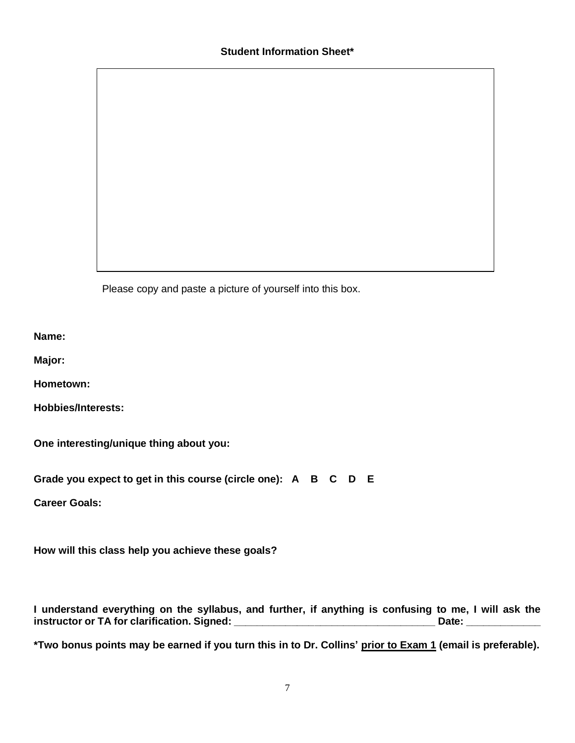**Student Information Sheet***

Please copy and paste a picture of yourself into this box.

**Name:**

**Major:**

**Hometown:**

**Hobbies/Interests:**

**One interesting/unique thing about you:**

**Grade you expect to get in this course (circle one): A B C D E**

**Career Goals:**

**How will this class help you achieve these goals?**

**I understand everything on the syllabus, and further, if anything is confusing to me, I will ask the instructor or TA for clarification. Signed: _________________________________ Date: ____________**

***Two bonus points may be earned if you turn this in to Dr. Collins' <u>prior to Exam 1</u> (email is preferable).**